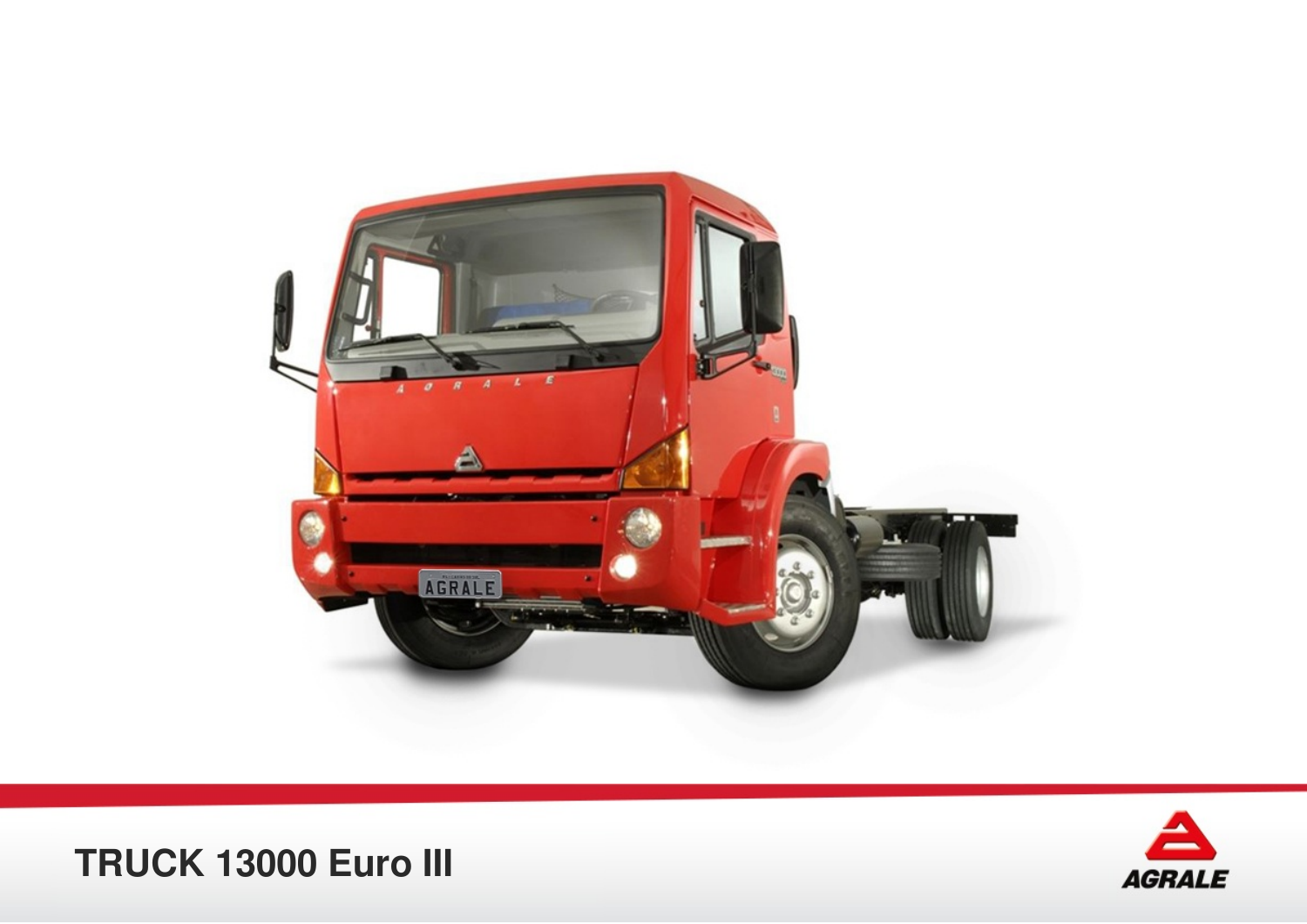# TRUCK 13000 Euro III

AGRALE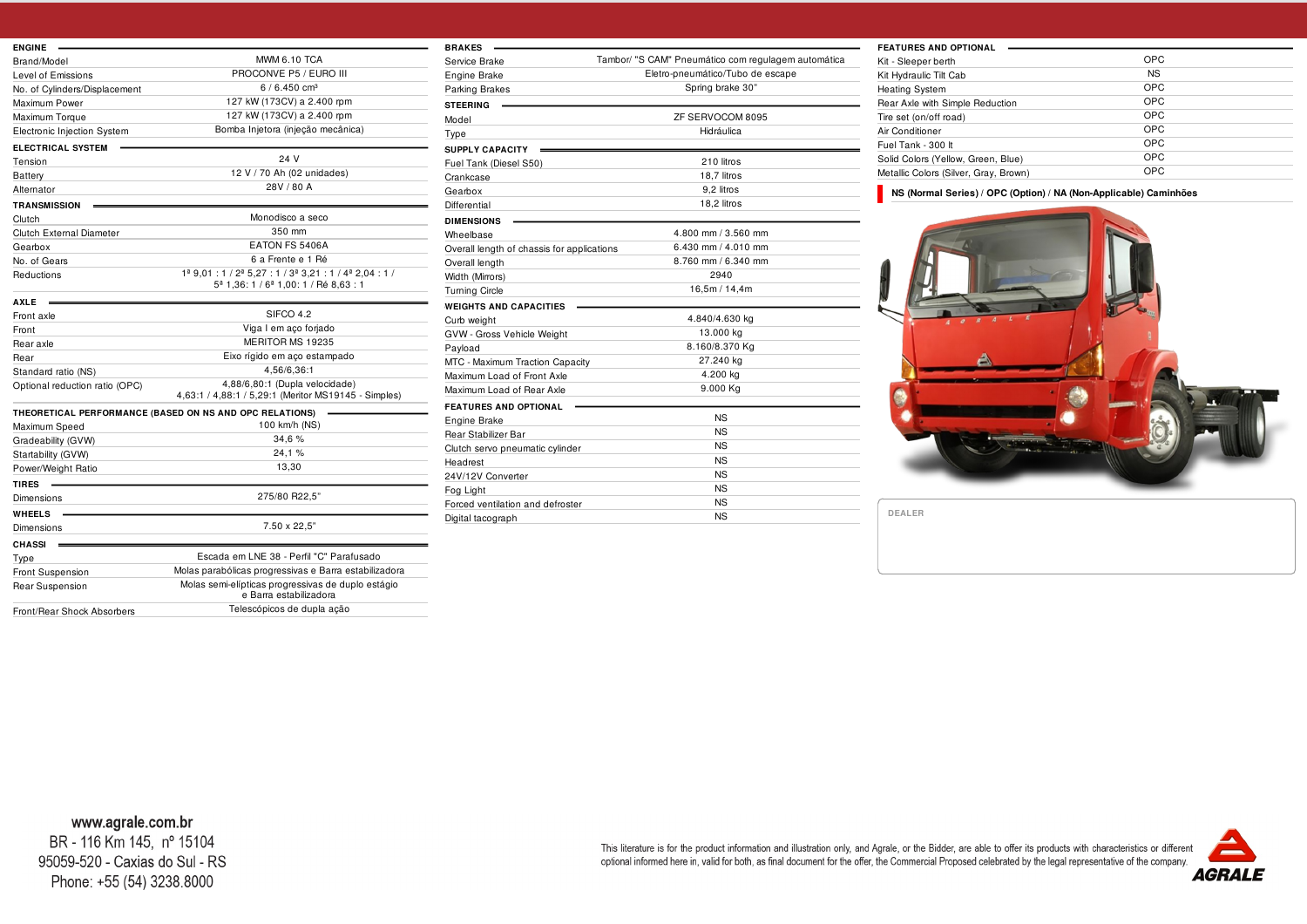## ENGINE

| | |
|---|---|
| Brand/Model | MWM 6.10 TCA |
| Level of Emissions | PROCONVE P5 / EURO III |
| No. of Cylinders/Displacement | 6 / 6.450 cm³ |
| Maximum Power | 127 kW (173CV) a 2.400 rpm |
| Maximum Torque | 127 kW (173CV) a 2.400 rpm |
| Electronic Injection System | Bomba Injetora (injeção mecânica) |

## ELECTRICAL SYSTEM

| | |
|---|---|
| Tension | 24 V |
| Battery | 12 V / 70 Ah (02 unidades) |
| Alternator | 28V / 80 A |

## TRANSMISSION

| | |
|---|---|
| Clutch | Monodisco a seco |
| Clutch External Diameter | 350 mm |
| Gearbox | EATON FS 5406A |
| No. of Gears | 6 a Frente e 1 Ré |
| Reductions | 1ª 9,01 : 1 / 2ª 5,27 : 1 / 3ª 3,21 : 1 / 4ª 2,04 : 1 / 5ª 1,36: 1 / 6ª 1,00: 1 / Ré 8,63 : 1 |

## AXLE

| | |
|---|---|
| Front axle | SIFCO 4.2 |
| Front | Viga I em aço forjado |
| Rear axle | MERITOR MS 19235 |
| Rear | Eixo rígido em aço estampado |
| Standard ratio (NS) | 4,56/6,36:1 |
| Optional reduction ratio (OPC) | 4,88/6,80:1 (Dupla velocidade) 4,63:1 / 4,88:1 / 5,29:1 (Meritor MS19145 - Simples) |

## THEORETICAL PERFORMANCE (BASED ON NS AND OPC RELATIONS)

| | |
|---|---|
| Maximum Speed | 100 km/h (NS) |
| Gradeability (GVW) | 34,6 % |
| Startability (GVW) | 24,1 % |
| Power/Weight Ratio | 13,30 |

## TIRES

| | |
|---|---|
| Dimensions | 275/80 R22,5" |

## WHEELS

| | |
|---|---|
| Dimensions | 7.50 x 22,5" |

## CHASSI

| | |
|---|---|
| Type | Escada em LNE 38 - Perfil "C" Parafusado |
| Front Suspension | Molas parabólicas progressivas e Barra estabilizadora |
| Rear Suspension | Molas semi-elípticas progressivas de duplo estágio e Barra estabilizadora |
| Front/Rear Shock Absorbers | Telescópicos de dupla ação |

## BRAKES

| | |
|---|---|
| Service Brake | Tambor/ "S CAM" Pneumático com regulagem automática |
| Engine Brake | Eletro-pneumático/Tubo de escape |
| Parking Brakes | Spring brake 30" |

## STEERING

| | |
|---|---|
| Model | ZF SERVOCOM 8095 |
| Type | Hidráulica |

## SUPPLY CAPACITY

| | |
|---|---|
| Fuel Tank (Diesel S50) | 210 litros |
| Crankcase | 18,7 litros |
| Gearbox | 9,2 litros |
| Differential | 18,2 litros |

## DIMENSIONS

| | |
|---|---|
| Wheelbase | 4.800 mm / 3.560 mm |
| Overall length of chassis for applications | 6.430 mm / 4.010 mm |
| Overall length | 8.760 mm / 6.340 mm |
| Width (Mirrors) | 2940 |
| Turning Circle | 16,5m / 14,4m |

## WEIGHTS AND CAPACITIES

| | |
|---|---|
| Curb weight | 4.840/4.630 kg |
| GVW - Gross Vehicle Weight | 13.000 kg |
| Payload | 8.160/8.370 Kg |
| MTC - Maximum Traction Capacity | 27.240 kg |
| Maximum Load of Front Axle | 4.200 kg |
| Maximum Load of Rear Axle | 9.000 Kg |

## FEATURES AND OPTIONAL

| | |
|---|---|
| Engine Brake | NS |
| Rear Stabilizer Bar | NS |
| Clutch servo pneumatic cylinder | NS |
| Headrest | NS |
| 24V/12V Converter | NS |
| Fog Light | NS |
| Forced ventilation and defroster | NS |
| Digital tacograph | NS |

## FEATURES AND OPTIONAL

| | |
|---|---|
| Kit - Sleeper berth | OPC |
| Kit Hydraulic Tilt Cab | NS |
| Heating System | OPC |
| Rear Axle with Simple Reduction | OPC |
| Tire set (on/off road) | OPC |
| Air Conditioner | OPC |
| Fuel Tank - 300 lt | OPC |
| Solid Colors (Yellow, Green, Blue) | OPC |
| Metallic Colors (Silver, Gray, Brown) | OPC |

**NS (Normal Series) / OPC (Option) / NA (Non-Applicable) Caminhões**

DEALER

www.agrale.com.br
BR - 116 Km 145, nº 15104
95059-520 - Caxias do Sul - RS
Phone: +55 (54) 3238.8000

This literature is for the product information and illustration only, and Agrale, or the Bidder, are able to offer its products with characteristics or different optional informed here in, valid for both, as final document for the offer, the Commercial Proposed celebrated by the legal representative of the company.

AGRALE